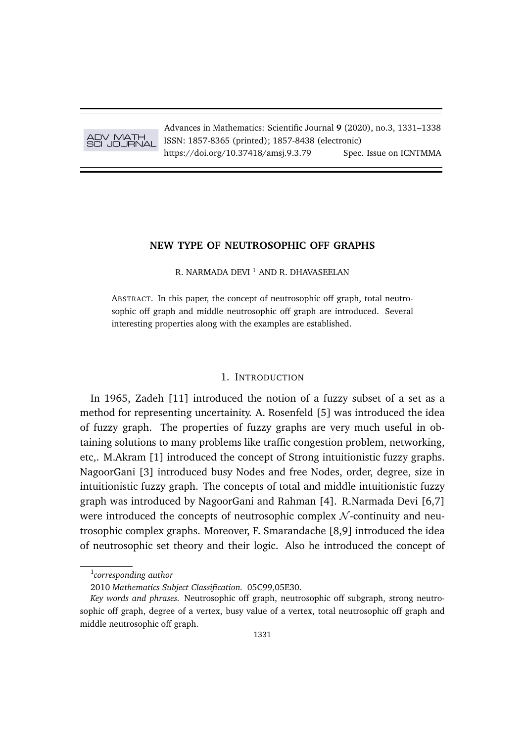# NEW TYPE OF NEUTROSOPHIC OFF GRAPHS

R. NARMADA DEVI [1] AND R. DHAVASEELAN

ABSTRACT. In this paper, the concept of neutrosophic off graph, total neutrosophic off graph and middle neutrosophic off graph are introduced. Several interesting properties along with the examples are established.

## 1. INTRODUCTION

In 1965, Zadeh [11] introduced the notion of a fuzzy subset of a set as a method for representing uncertainity. A. Rosenfeld [5] was introduced the idea of fuzzy graph. The properties of fuzzy graphs are very much useful in obtaining solutions to many problems like traffic congestion problem, networking, etc,. M.Akram [1] introduced the concept of Strong intuitionistic fuzzy graphs. NagoorGani [3] introduced busy Nodes and free Nodes, order, degree, size in intuitionistic fuzzy graph. The concepts of total and middle intuitionistic fuzzy graph was introduced by NagoorGani and Rahman [4]. R.Narmada Devi [6,7] were introduced the concepts of neutrosophic complex $\mathcal{N}$-continuity and neutrosophic complex graphs. Moreover, F. Smarandache [8,9] introduced the idea of neutrosophic set theory and their logic. Also he introduced the concept of

---

[1] *corresponding author*

2010 *Mathematics Subject Classification.* 05C99,05E30.

*Key words and phrases.* Neutrosophic off graph, neutrosophic off subgraph, strong neutrosophic off graph, degree of a vertex, busy value of a vertex, total neutrosophic off graph and middle neutrosophic off graph.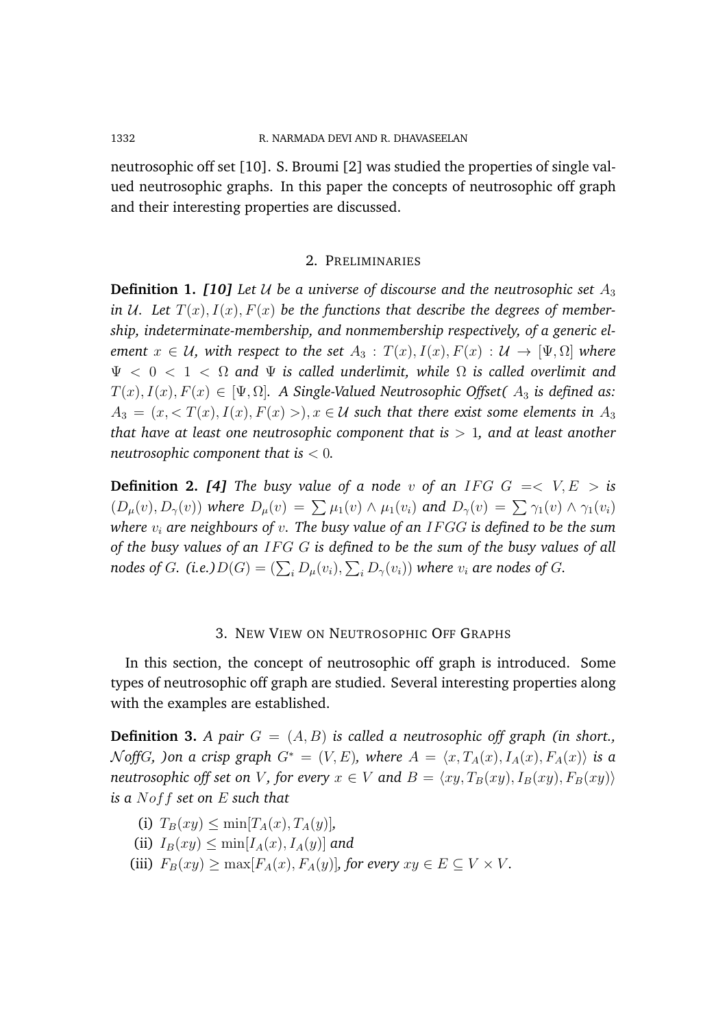neutrosophic off set [10]. S. Broumi [2] was studied the properties of single valued neutrosophic graphs. In this paper the concepts of neutrosophic off graph and their interesting properties are discussed.

## 2. Preliminaries

**Definition 1.** ***[10]*** *Let $\mathcal{U}$ be a universe of discourse and the neutrosophic set $A_3$ in $\mathcal{U}$. Let $T(x), I(x), F(x)$ be the functions that describe the degrees of membership, indeterminate-membership, and nonmembership respectively, of a generic element $x \in \mathcal{U}$, with respect to the set $A_3 : T(x), I(x), F(x) : \mathcal{U} \to [\Psi, \Omega]$ where $\Psi < 0 < 1 < \Omega$ and $\Psi$ is called underlimit, while $\Omega$ is called overlimit and $T(x), I(x), F(x) \in [\Psi, \Omega]$. A Single-Valued Neutrosophic Offset( $A_3$ is defined as: $A_3 = (x, < T(x), I(x), F(x) >), x \in \mathcal{U}$ such that there exist some elements in $A_3$ that have at least one neutrosophic component that is $> 1$, and at least another neutrosophic component that is $< 0$.*

**Definition 2.** ***[4]*** *The busy value of a node $v$ of an $IFG$ $G =< V, E >$ is $(D_\mu(v), D_\gamma(v))$ where $D_\mu(v) = \sum \mu_1(v) \wedge \mu_1(v_i)$ and $D_\gamma(v) = \sum \gamma_1(v) \wedge \gamma_1(v_i)$ where $v_i$ are neighbours of $v$. The busy value of an $IFGG$ is defined to be the sum of the busy values of an $IFG$ $G$ is defined to be the sum of the busy values of all nodes of $G$. (i.e.)$D(G) = (\sum_i D_\mu(v_i), \sum_i D_\gamma(v_i))$ where $v_i$ are nodes of $G$.*

## 3. New View on Neutrosophic Off Graphs

In this section, the concept of neutrosophic off graph is introduced. Some types of neutrosophic off graph are studied. Several interesting properties along with the examples are established.

**Definition 3.** *A pair $G = (A, B)$ is called a neutrosophic off graph (in short., $\mathcal{N}offG$, )on a crisp graph $G^* = (V, E)$, where $A = \langle x, T_A(x), I_A(x), F_A(x) \rangle$ is a neutrosophic off set on $V$, for every $x \in V$ and $B = \langle xy, T_B(xy), I_B(xy), F_B(xy) \rangle$ is a $Noff$ set on $E$ such that*

(i) $T_B(xy) \leq \min[T_A(x), T_A(y)]$,
(ii) $I_B(xy) \leq \min[I_A(x), I_A(y)]$ *and*
(iii) $F_B(xy) \geq \max[F_A(x), F_A(y)]$, *for every $xy \in E \subseteq V \times V$.*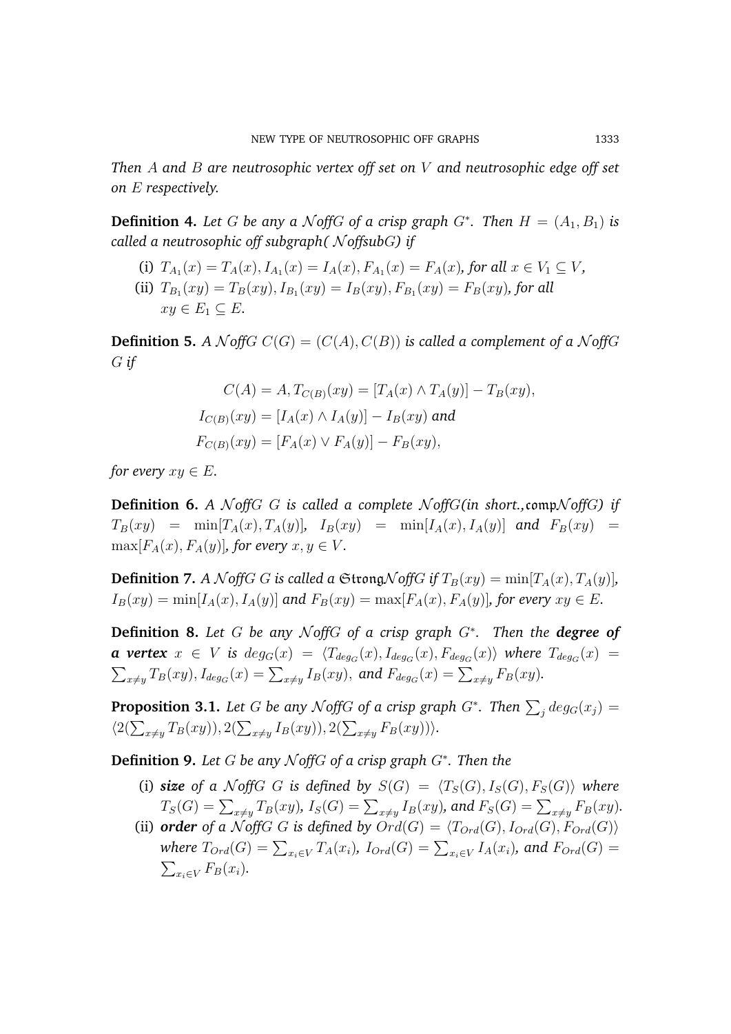*Then $A$ and $B$ are neutrosophic vertex off set on $V$ and neutrosophic edge off set on $E$ respectively.*

**Definition 4.** *Let $G$ be any a $\mathcal{N}$offG of a crisp graph $G^*$. Then $H = (A_1, B_1)$ is called a neutrosophic off subgraph( $\mathcal{N}$offsubG) if*

(i) $T_{A_1}(x) = T_A(x), I_{A_1}(x) = I_A(x), F_{A_1}(x) = F_A(x)$*, for all* $x \in V_1 \subseteq V$*,*

(ii) $T_{B_1}(xy) = T_B(xy), I_{B_1}(xy) = I_B(xy), F_{B_1}(xy) = F_B(xy)$*, for all* $xy \in E_1 \subseteq E$.

**Definition 5.** *A $\mathcal{N}$offG $C(G) = (C(A), C(B))$ is called a complement of a $\mathcal{N}$offG $G$ if*

$$C(A) = A, T_{C(B)}(xy) = [T_A(x) \wedge T_A(y)] - T_B(xy),$$

$$I_{C(B)}(xy) = [I_A(x) \wedge I_A(y)] - I_B(xy) \text{ and}$$

$$F_{C(B)}(xy) = [F_A(x) \vee F_A(y)] - F_B(xy),$$

*for every $xy \in E$.*

**Definition 6.** *A $\mathcal{N}$offG $G$ is called a complete $\mathcal{N}$offG(in short.,$\mathfrak{comp}\mathcal{N}$offG) if $T_B(xy) = \min[T_A(x), T_A(y)]$, $I_B(xy) = \min[I_A(x), I_A(y)]$ and $F_B(xy) = \max[F_A(x), F_A(y)]$, for every $x, y \in V$.*

**Definition 7.** *A $\mathcal{N}$offG $G$ is called a $\mathfrak{Strong}\mathcal{N}$offG if $T_B(xy) = \min[T_A(x), T_A(y)]$, $I_B(xy) = \min[I_A(x), I_A(y)]$ and $F_B(xy) = \max[F_A(x), F_A(y)]$, for every $xy \in E$.*

**Definition 8.** *Let $G$ be any $\mathcal{N}$offG of a crisp graph $G^*$. Then the **degree of a vertex** $x \in V$ is $deg_G(x) = \langle T_{deg_G}(x), I_{deg_G}(x), F_{deg_G}(x)\rangle$ where $T_{deg_G}(x) = \sum_{x \neq y} T_B(xy), I_{deg_G}(x) = \sum_{x \neq y} I_B(xy),$ and $F_{deg_G}(x) = \sum_{x \neq y} F_B(xy)$.*

**Proposition 3.1.** *Let $G$ be any $\mathcal{N}$offG of a crisp graph $G^*$. Then $\sum_j deg_G(x_j) = \langle 2(\sum_{x \neq y} T_B(xy)), 2(\sum_{x \neq y} I_B(xy)), 2(\sum_{x \neq y} F_B(xy))\rangle$.*

**Definition 9.** *Let $G$ be any $\mathcal{N}$offG of a crisp graph $G^*$. Then the*

(i) ***size** of a $\mathcal{N}$offG $G$ is defined by $S(G) = \langle T_S(G), I_S(G), F_S(G)\rangle$ where $T_S(G) = \sum_{x \neq y} T_B(xy)$, $I_S(G) = \sum_{x \neq y} I_B(xy)$, and $F_S(G) = \sum_{x \neq y} F_B(xy)$.*

(ii) ***order** of a $\mathcal{N}$offG $G$ is defined by $Ord(G) = \langle T_{Ord}(G), I_{Ord}(G), F_{Ord}(G)\rangle$ where $T_{Ord}(G) = \sum_{x_i \in V} T_A(x_i)$, $I_{Ord}(G) = \sum_{x_i \in V} I_A(x_i)$, and $F_{Ord}(G) = \sum_{x_i \in V} F_B(x_i)$.*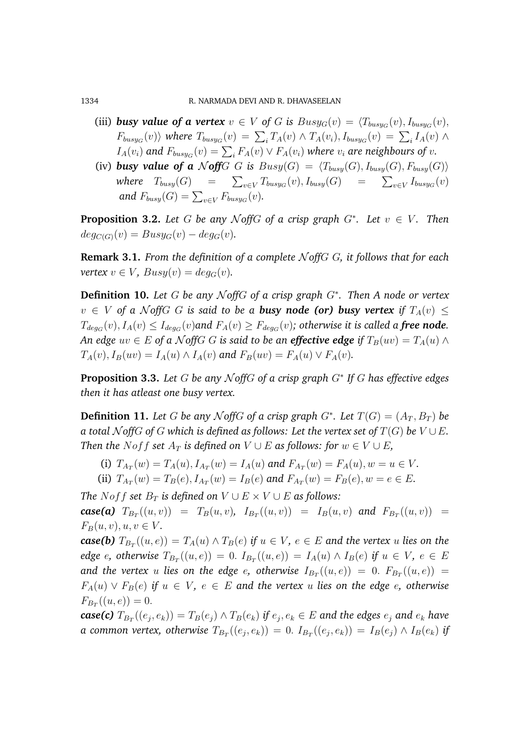(iii) ***busy value of a vertex*** $v \in V$ *of* $G$ *is* $Busy_G(v) = \langle T_{busy_G}(v), I_{busy_G}(v), F_{busy_G}(v)\rangle$ *where* $T_{busy_G}(v) = \sum_i T_A(v) \wedge T_A(v_i), I_{busy_G}(v) = \sum_i I_A(v) \wedge I_A(v_i)$ *and* $F_{busy_G}(v) = \sum_i F_A(v) \vee F_A(v_i)$ *where* $v_i$ *are neighbours of* $v$.

(iv) ***busy value of a*** $\mathcal{N}$***offG*** $G$ *is* $Busy(G) = \langle T_{busy}(G), I_{busy}(G), F_{busy}(G)\rangle$ *where* $T_{busy}(G) = \sum_{v\in V} T_{busy_G}(v), I_{busy}(G) = \sum_{v\in V} I_{busy_G}(v)$ *and* $F_{busy}(G) = \sum_{v\in V} F_{busy_G}(v)$.

**Proposition 3.2.** *Let* $G$ *be any* $\mathcal{N}$*offG of a crisp graph* $G^*$. *Let* $v \in V$. *Then* $deg_{C(G)}(v) = Busy_G(v) - deg_G(v)$.

**Remark 3.1.** *From the definition of a complete* $\mathcal{N}$*offG* $G$*, it follows that for each vertex* $v \in V$, $Busy(v) = deg_G(v)$.

**Definition 10.** *Let* $G$ *be any* $\mathcal{N}$*offG of a crisp graph* $G^*$. *Then A node or vertex* $v \in V$ *of a* $\mathcal{N}$*offG* $G$ *is said to be a* ***busy node (or) busy vertex*** *if* $T_A(v) \leq T_{deg_G}(v), I_A(v) \leq I_{deg_G}(v)$*and* $F_A(v) \geq F_{deg_G}(v)$*; otherwise it is called a* ***free node****. An edge* $uv \in E$ *of a* $\mathcal{N}$*offG* $G$ *is said to be an* ***effective edge*** *if* $T_B(uv) = T_A(u) \wedge T_A(v), I_B(uv) = I_A(u) \wedge I_A(v)$ *and* $F_B(uv) = F_A(u) \vee F_A(v)$.

**Proposition 3.3.** *Let* $G$ *be any* $\mathcal{N}$*offG of a crisp graph* $G^*$ *If* $G$ *has effective edges then it has atleast one busy vertex.*

**Definition 11.** *Let* $G$ *be any* $\mathcal{N}$*offG of a crisp graph* $G^*$. *Let* $T(G) = (A_T, B_T)$ *be a total* $\mathcal{N}$*offG of* $G$ *which is defined as follows: Let the vertex set of* $T(G)$ *be* $V \cup E$. *Then the* $Noff$ *set* $A_T$ *is defined on* $V \cup E$ *as follows: for* $w \in V \cup E$,

(i) $T_{A_T}(w) = T_A(u), I_{A_T}(w) = I_A(u)$ *and* $F_{A_T}(w) = F_A(u), w = u \in V$.

(ii) $T_{A_T}(w) = T_B(e), I_{A_T}(w) = I_B(e)$ *and* $F_{A_T}(w) = F_B(e), w = e \in E$.

*The* $Noff$ *set* $B_T$ *is defined on* $V \cup E \times V \cup E$ *as follows:*

***case(a)*** $T_{B_T}((u,v)) = T_B(u,v)$, $I_{B_T}((u,v)) = I_B(u,v)$ *and* $F_{B_T}((u,v)) = F_B(u,v), u, v \in V$.

***case(b)*** $T_{B_T}((u,e)) = T_A(u) \wedge T_B(e)$ *if* $u \in V$, $e \in E$ *and the vertex* $u$ *lies on the edge* $e$*, otherwise* $T_{B_T}((u,e)) = 0$. $I_{B_T}((u,e)) = I_A(u) \wedge I_B(e)$ *if* $u \in V$, $e \in E$ *and the vertex* $u$ *lies on the edge* $e$*, otherwise* $I_{B_T}((u,e)) = 0$. $F_{B_T}((u,e)) = F_A(u) \vee F_B(e)$ *if* $u \in V$, $e \in E$ *and the vertex* $u$ *lies on the edge* $e$*, otherwise* $F_{B_T}((u,e)) = 0$.

***case(c)*** $T_{B_T}((e_j,e_k)) = T_B(e_j) \wedge T_B(e_k)$ *if* $e_j, e_k \in E$ *and the edges* $e_j$ *and* $e_k$ *have a common vertex, otherwise* $T_{B_T}((e_j,e_k)) = 0$. $I_{B_T}((e_j,e_k)) = I_B(e_j) \wedge I_B(e_k)$ *if*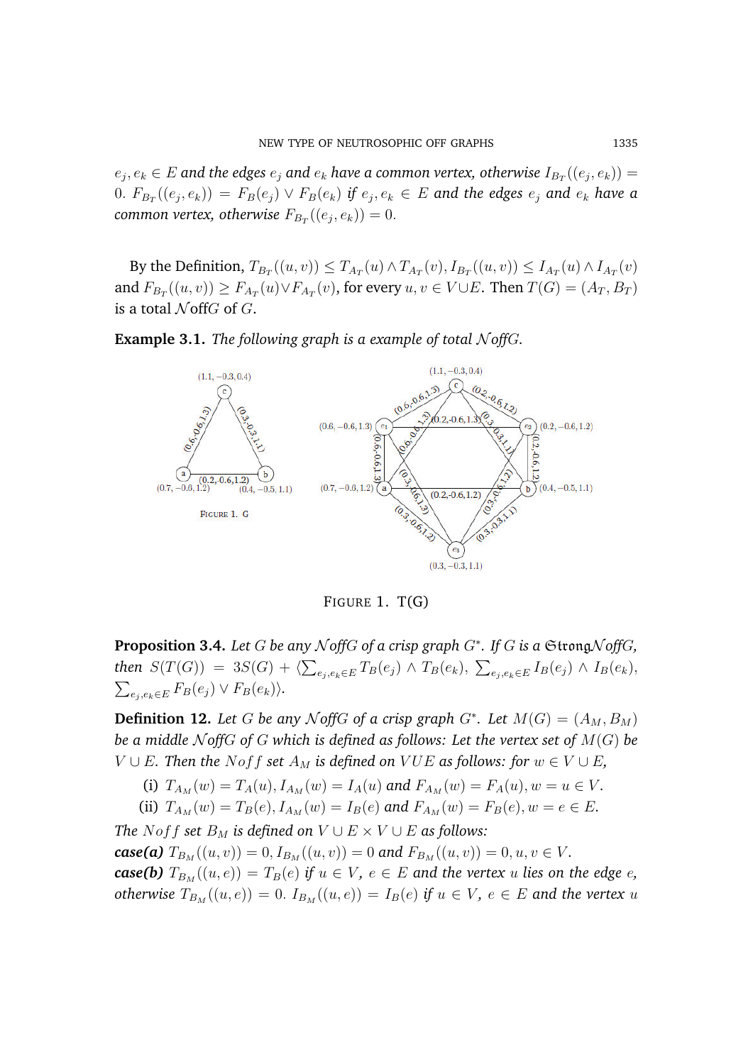$e_j, e_k \in E$ *and the edges* $e_j$ *and* $e_k$ *have a common vertex, otherwise* $I_{B_T}((e_j, e_k)) = 0$. $F_{B_T}((e_j, e_k)) = F_B(e_j) \vee F_B(e_k)$ *if* $e_j, e_k \in E$ *and the edges* $e_j$ *and* $e_k$ *have a common vertex, otherwise* $F_{B_T}((e_j, e_k)) = 0$.

By the Definition, $T_{B_T}((u,v)) \leq T_{A_T}(u) \wedge T_{A_T}(v), I_{B_T}((u,v)) \leq I_{A_T}(u) \wedge I_{A_T}(v)$ and $F_{B_T}((u,v)) \geq F_{A_T}(u) \vee F_{A_T}(v)$, for every $u, v \in V \cup E$. Then $T(G) = (A_T, B_T)$ is a total $\mathcal{N}$off$G$ of $G$.

**Example 3.1.** *The following graph is a example of total* $\mathcal{N}$*off*$G$.

FIGURE 1. G

FIGURE 1. T(G)

**Proposition 3.4.** *Let* $G$ *be any* $\mathcal{N}$*off*$G$ *of a crisp graph* $G^*$. *If* $G$ *is a* $\mathfrak{Strong}\mathcal{N}$*off*$G$, *then* $S(T(G)) = 3S(G) + \langle \sum_{e_j, e_k \in E} T_B(e_j) \wedge T_B(e_k), \sum_{e_j, e_k \in E} I_B(e_j) \wedge I_B(e_k), \sum_{e_j, e_k \in E} F_B(e_j) \vee F_B(e_k) \rangle$.

**Definition 12.** *Let* $G$ *be any* $\mathcal{N}$*off*$G$ *of a crisp graph* $G^*$. *Let* $M(G) = (A_M, B_M)$ *be a middle* $\mathcal{N}$*off*$G$ *of* $G$ *which is defined as follows: Let the vertex set of* $M(G)$ *be* $V \cup E$. *Then the* $Noff$ *set* $A_M$ *is defined on* $VUE$ *as follows: for* $w \in V \cup E$,

(i) $T_{A_M}(w) = T_A(u), I_{A_M}(w) = I_A(u)$ *and* $F_{A_M}(w) = F_A(u), w = u \in V$.

(ii) $T_{A_M}(w) = T_B(e), I_{A_M}(w) = I_B(e)$ *and* $F_{A_M}(w) = F_B(e), w = e \in E$.

*The* $Noff$ *set* $B_M$ *is defined on* $V \cup E \times V \cup E$ *as follows:*

***case(a)*** $T_{B_M}((u,v)) = 0, I_{B_M}((u,v)) = 0$ *and* $F_{B_M}((u,v)) = 0, u, v \in V$.

***case(b)*** $T_{B_M}((u,e)) = T_B(e)$ *if* $u \in V$, $e \in E$ *and the vertex* $u$ *lies on the edge* $e$, *otherwise* $T_{B_M}((u,e)) = 0$. $I_{B_M}((u,e)) = I_B(e)$ *if* $u \in V$, $e \in E$ *and the vertex* $u$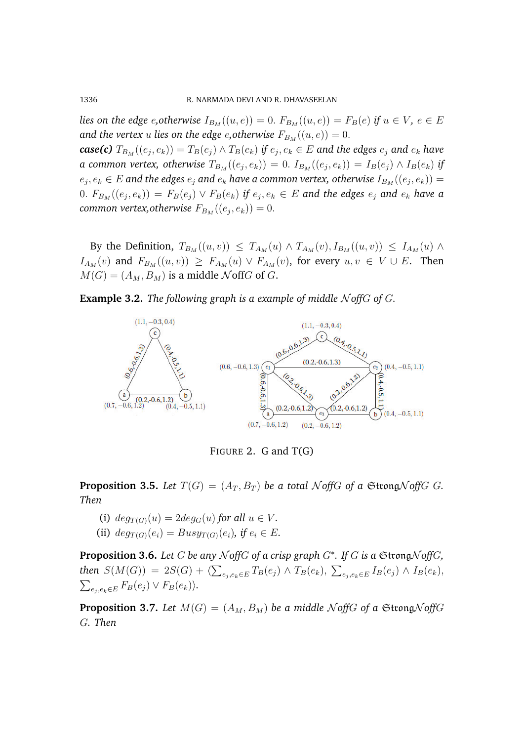*lies on the edge $e$,otherwise $I_{B_M}((u,e)) = 0$. $F_{B_M}((u,e)) = F_B(e)$ if $u \in V$, $e \in E$ and the vertex $u$ lies on the edge $e$,otherwise $F_{B_M}((u,e)) = 0$.*

***case(c)*** *$T_{B_M}((e_j, e_k)) = T_B(e_j) \wedge T_B(e_k)$ if $e_j, e_k \in E$ and the edges $e_j$ and $e_k$ have a common vertex, otherwise $T_{B_M}((e_j, e_k)) = 0$. $I_{B_M}((e_j, e_k)) = I_B(e_j) \wedge I_B(e_k)$ if $e_j, e_k \in E$ and the edges $e_j$ and $e_k$ have a common vertex, otherwise $I_{B_M}((e_j, e_k)) = 0$. $F_{B_M}((e_j, e_k)) = F_B(e_j) \vee F_B(e_k)$ if $e_j, e_k \in E$ and the edges $e_j$ and $e_k$ have a common vertex,otherwise $F_{B_M}((e_j, e_k)) = 0$.*

By the Definition, $T_{B_M}((u,v)) \leq T_{A_M}(u) \wedge T_{A_M}(v), I_{B_M}((u,v)) \leq I_{A_M}(u) \wedge I_{A_M}(v)$ and $F_{B_M}((u,v)) \geq F_{A_M}(u) \vee F_{A_M}(v)$, for every $u, v \in V \cup E$. Then $M(G) = (A_M, B_M)$ is a middle $\mathcal{N}$offG of $G$.

**Example 3.2.** *The following graph is a example of middle $\mathcal{N}$offG of G.*

FIGURE 2. G and T(G)

**Proposition 3.5.** *Let $T(G) = (A_T, B_T)$ be a total $\mathcal{N}$offG of a $\mathfrak{Strong}\mathcal{N}$offG $G$. Then*

(i) $deg_{T(G)}(u) = 2deg_G(u)$ *for all* $u \in V$.

(ii) $deg_{T(G)}(e_i) = Busy_{T(G)}(e_i)$, *if* $e_i \in E$.

**Proposition 3.6.** *Let $G$ be any $\mathcal{N}$offG of a crisp graph $G^*$. If $G$ is a $\mathfrak{Strong}\mathcal{N}$offG, then $S(M(G)) = 2S(G) + \langle \sum_{e_j, e_k \in E} T_B(e_j) \wedge T_B(e_k), \sum_{e_j, e_k \in E} I_B(e_j) \wedge I_B(e_k), \sum_{e_j, e_k \in E} F_B(e_j) \vee F_B(e_k) \rangle$.*

**Proposition 3.7.** *Let $M(G) = (A_M, B_M)$ be a middle $\mathcal{N}$offG of a $\mathfrak{Strong}\mathcal{N}$offG $G$. Then*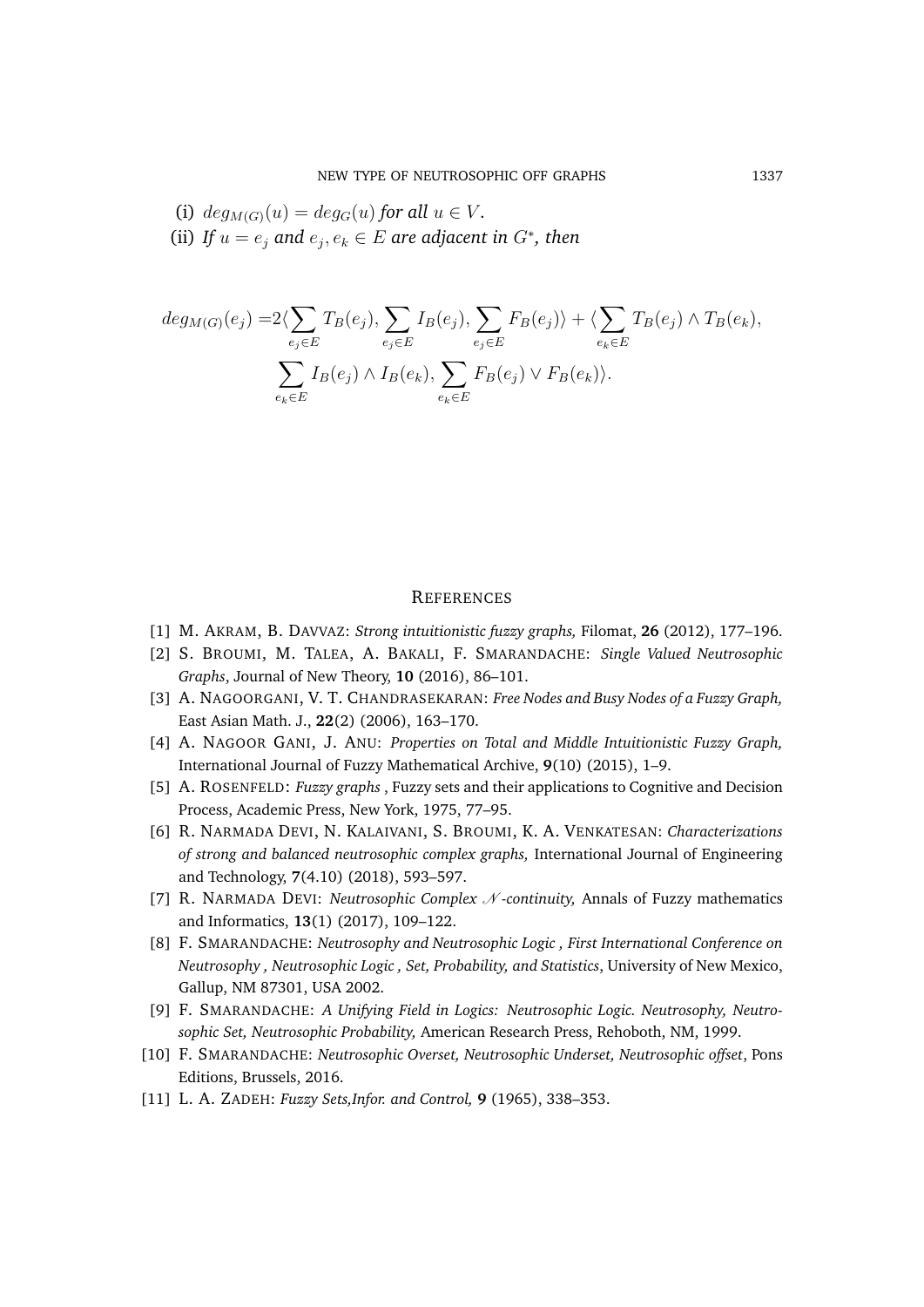(i) $deg_{M(G)}(u) = deg_G(u)$ *for all* $u \in V$.

(ii) *If* $u = e_j$ *and* $e_j, e_k \in E$ *are adjacent in* $G^*$*, then*

$$deg_{M(G)}(e_j) = 2\langle \sum_{e_j \in E} T_B(e_j), \sum_{e_j \in E} I_B(e_j), \sum_{e_j \in E} F_B(e_j) \rangle + \langle \sum_{e_k \in E} T_B(e_j) \wedge T_B(e_k), \sum_{e_k \in E} I_B(e_j) \wedge I_B(e_k), \sum_{e_k \in E} F_B(e_j) \vee F_B(e_k) \rangle.$$

## References

[1] M. Akram, B. Davvaz: *Strong intuitionistic fuzzy graphs,* Filomat, **26** (2012), 177–196.

[2] S. Broumi, M. Talea, A. Bakali, F. Smarandache: *Single Valued Neutrosophic Graphs*, Journal of New Theory, **10** (2016), 86–101.

[3] A. Nagoorgani, V. T. Chandrasekaran: *Free Nodes and Busy Nodes of a Fuzzy Graph,* East Asian Math. J., **22**(2) (2006), 163–170.

[4] A. Nagoor Gani, J. Anu: *Properties on Total and Middle Intuitionistic Fuzzy Graph,* International Journal of Fuzzy Mathematical Archive, **9**(10) (2015), 1–9.

[5] A. Rosenfeld: *Fuzzy graphs* , Fuzzy sets and their applications to Cognitive and Decision Process, Academic Press, New York, 1975, 77–95.

[6] R. Narmada Devi, N. Kalaivani, S. Broumi, K. A. Venkatesan: *Characterizations of strong and balanced neutrosophic complex graphs,* International Journal of Engineering and Technology, **7**(4.10) (2018), 593–597.

[7] R. Narmada Devi: *Neutrosophic Complex $\mathscr{N}$-continuity,* Annals of Fuzzy mathematics and Informatics, **13**(1) (2017), 109–122.

[8] F. Smarandache: *Neutrosophy and Neutrosophic Logic , First International Conference on Neutrosophy , Neutrosophic Logic , Set, Probability, and Statistics*, University of New Mexico, Gallup, NM 87301, USA 2002.

[9] F. Smarandache: *A Unifying Field in Logics: Neutrosophic Logic. Neutrosophy, Neutrosophic Set, Neutrosophic Probability,* American Research Press, Rehoboth, NM, 1999.

[10] F. Smarandache: *Neutrosophic Overset, Neutrosophic Underset, Neutrosophic offset*, Pons Editions, Brussels, 2016.

[11] L. A. Zadeh: *Fuzzy Sets,Infor. and Control,* **9** (1965), 338–353.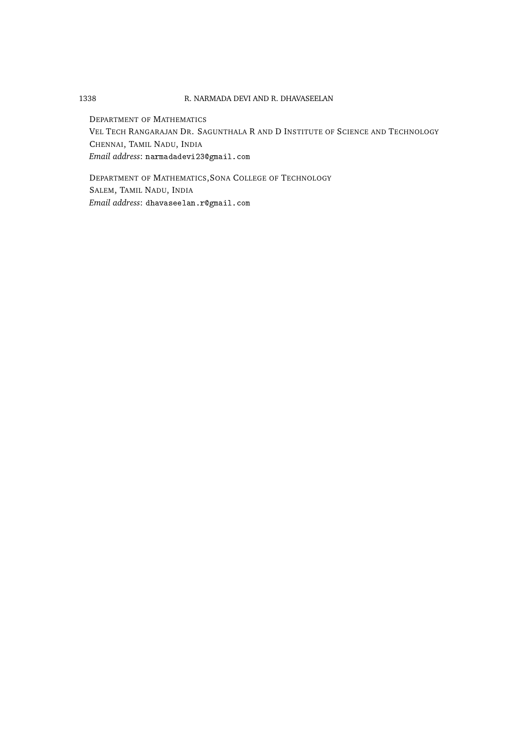Department of Mathematics
Vel Tech Rangarajan Dr. Sagunthala R and D Institute of Science and Technology
Chennai, Tamil Nadu, India
*Email address*: narmadadevi23@gmail.com

Department of Mathematics, Sona College of Technology
Salem, Tamil Nadu, India
*Email address*: dhavaseelan.r@gmail.com